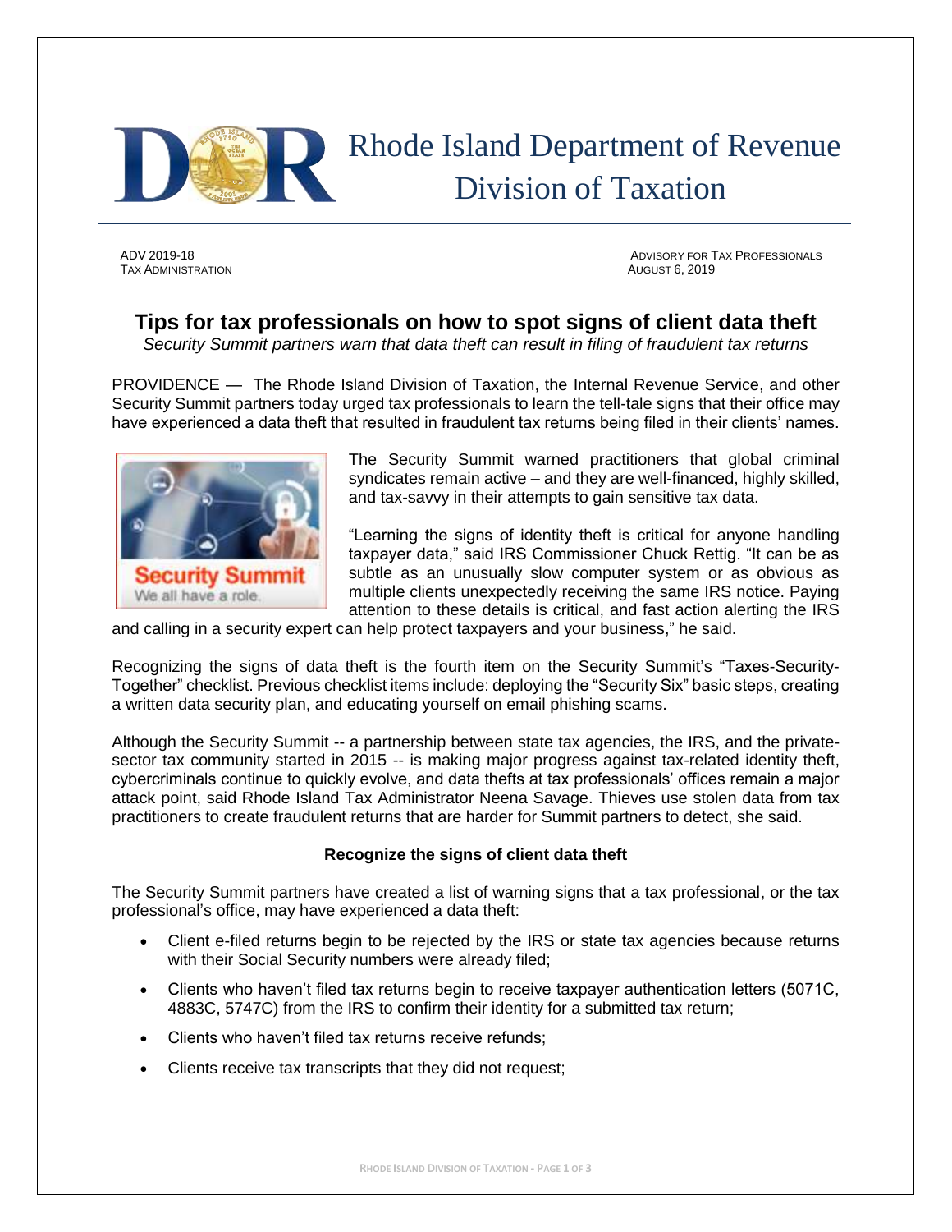# Rhode Island Department of Revenue Division of Taxation

ADV 2019-18
TAX ADMINISTRATION

ADVISORY FOR TAX PROFESSIONALS
AUGUST 6, 2019

## Tips for tax professionals on how to spot signs of client data theft

*Security Summit partners warn that data theft can result in filing of fraudulent tax returns*

PROVIDENCE — The Rhode Island Division of Taxation, the Internal Revenue Service, and other Security Summit partners today urged tax professionals to learn the tell-tale signs that their office may have experienced a data theft that resulted in fraudulent tax returns being filed in their clients' names.

The Security Summit warned practitioners that global criminal syndicates remain active – and they are well-financed, highly skilled, and tax-savvy in their attempts to gain sensitive tax data.

"Learning the signs of identity theft is critical for anyone handling taxpayer data," said IRS Commissioner Chuck Rettig. "It can be as subtle as an unusually slow computer system or as obvious as multiple clients unexpectedly receiving the same IRS notice. Paying attention to these details is critical, and fast action alerting the IRS and calling in a security expert can help protect taxpayers and your business," he said.

Recognizing the signs of data theft is the fourth item on the Security Summit's "Taxes-Security-Together" checklist. Previous checklist items include: deploying the "Security Six" basic steps, creating a written data security plan, and educating yourself on email phishing scams.

Although the Security Summit -- a partnership between state tax agencies, the IRS, and the private-sector tax community started in 2015 -- is making major progress against tax-related identity theft, cybercriminals continue to quickly evolve, and data thefts at tax professionals' offices remain a major attack point, said Rhode Island Tax Administrator Neena Savage. Thieves use stolen data from tax practitioners to create fraudulent returns that are harder for Summit partners to detect, she said.

### Recognize the signs of client data theft

The Security Summit partners have created a list of warning signs that a tax professional, or the tax professional's office, may have experienced a data theft:

- Client e-filed returns begin to be rejected by the IRS or state tax agencies because returns with their Social Security numbers were already filed;
- Clients who haven't filed tax returns begin to receive taxpayer authentication letters (5071C, 4883C, 5747C) from the IRS to confirm their identity for a submitted tax return;
- Clients who haven't filed tax returns receive refunds;
- Clients receive tax transcripts that they did not request;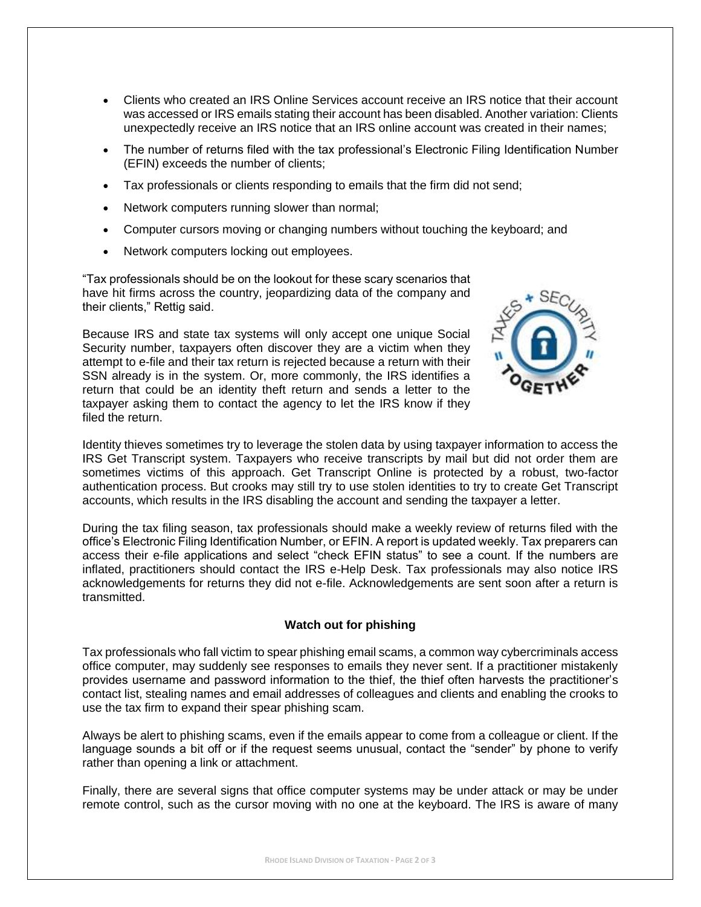- Clients who created an IRS Online Services account receive an IRS notice that their account was accessed or IRS emails stating their account has been disabled. Another variation: Clients unexpectedly receive an IRS notice that an IRS online account was created in their names;
- The number of returns filed with the tax professional's Electronic Filing Identification Number (EFIN) exceeds the number of clients;
- Tax professionals or clients responding to emails that the firm did not send;
- Network computers running slower than normal;
- Computer cursors moving or changing numbers without touching the keyboard; and
- Network computers locking out employees.

"Tax professionals should be on the lookout for these scary scenarios that have hit firms across the country, jeopardizing data of the company and their clients," Rettig said.

Because IRS and state tax systems will only accept one unique Social Security number, taxpayers often discover they are a victim when they attempt to e-file and their tax return is rejected because a return with their SSN already is in the system. Or, more commonly, the IRS identifies a return that could be an identity theft return and sends a letter to the taxpayer asking them to contact the agency to let the IRS know if they filed the return.

Identity thieves sometimes try to leverage the stolen data by using taxpayer information to access the IRS Get Transcript system. Taxpayers who receive transcripts by mail but did not order them are sometimes victims of this approach. Get Transcript Online is protected by a robust, two-factor authentication process. But crooks may still try to use stolen identities to try to create Get Transcript accounts, which results in the IRS disabling the account and sending the taxpayer a letter.

During the tax filing season, tax professionals should make a weekly review of returns filed with the office's Electronic Filing Identification Number, or EFIN. A report is updated weekly. Tax preparers can access their e-file applications and select "check EFIN status" to see a count. If the numbers are inflated, practitioners should contact the IRS e-Help Desk. Tax professionals may also notice IRS acknowledgements for returns they did not e-file. Acknowledgements are sent soon after a return is transmitted.

**Watch out for phishing**

Tax professionals who fall victim to spear phishing email scams, a common way cybercriminals access office computer, may suddenly see responses to emails they never sent. If a practitioner mistakenly provides username and password information to the thief, the thief often harvests the practitioner's contact list, stealing names and email addresses of colleagues and clients and enabling the crooks to use the tax firm to expand their spear phishing scam.

Always be alert to phishing scams, even if the emails appear to come from a colleague or client. If the language sounds a bit off or if the request seems unusual, contact the "sender" by phone to verify rather than opening a link or attachment.

Finally, there are several signs that office computer systems may be under attack or may be under remote control, such as the cursor moving with no one at the keyboard. The IRS is aware of many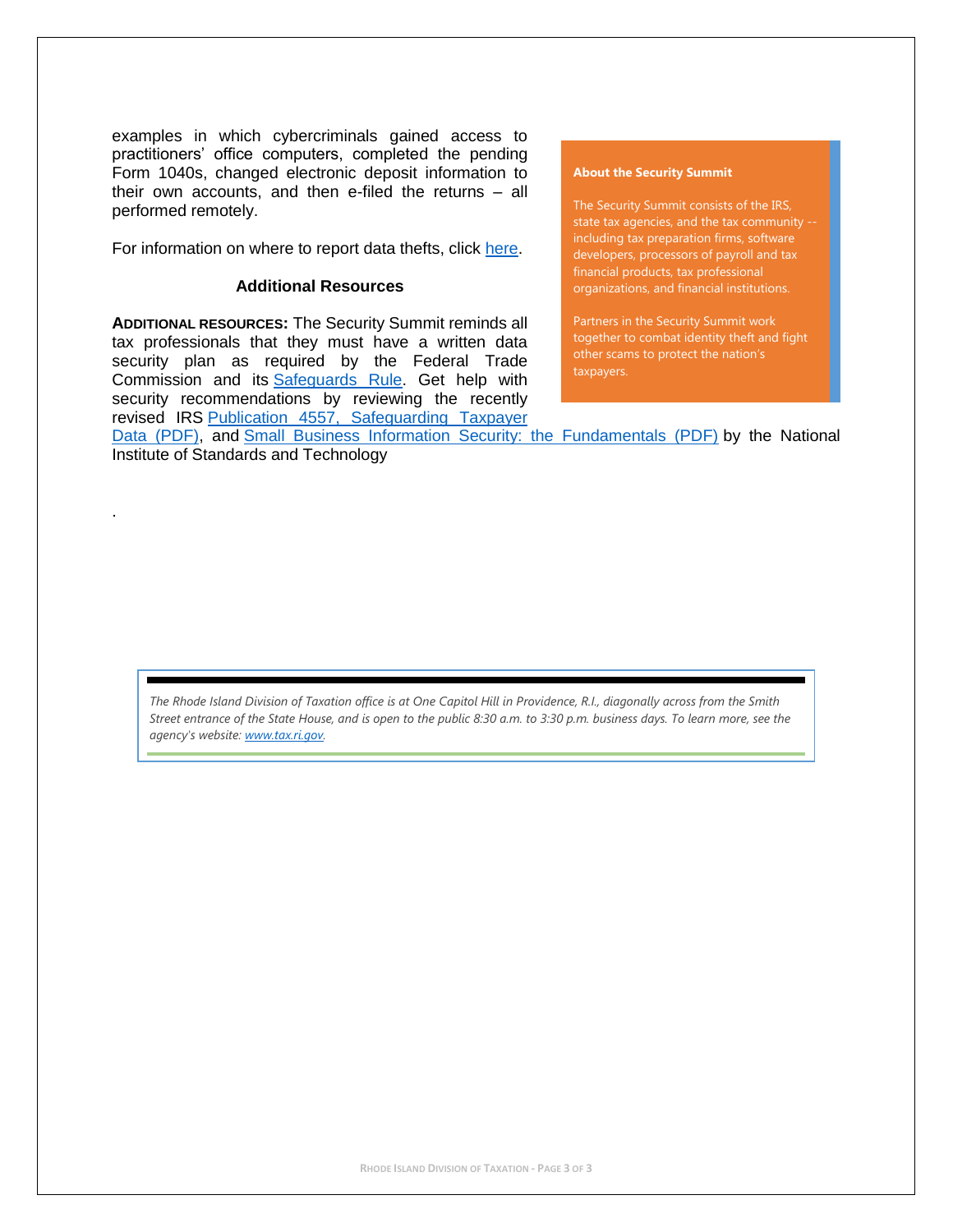examples in which cybercriminals gained access to practitioners' office computers, completed the pending Form 1040s, changed electronic deposit information to their own accounts, and then e-filed the returns – all performed remotely.

For information on where to report data thefts, click here.

**About the Security Summit**

The Security Summit consists of the IRS, state tax agencies, and the tax community -- including tax preparation firms, software developers, processors of payroll and tax financial products, tax professional organizations, and financial institutions.

Partners in the Security Summit work together to combat identity theft and fight other scams to protect the nation's taxpayers.

### Additional Resources

**ADDITIONAL RESOURCES:** The Security Summit reminds all tax professionals that they must have a written data security plan as required by the Federal Trade Commission and its Safeguards Rule. Get help with security recommendations by reviewing the recently revised IRS Publication 4557, Safeguarding Taxpayer Data (PDF), and Small Business Information Security: the Fundamentals (PDF) by the National Institute of Standards and Technology

.

*The Rhode Island Division of Taxation office is at One Capitol Hill in Providence, R.I., diagonally across from the Smith Street entrance of the State House, and is open to the public 8:30 a.m. to 3:30 p.m. business days. To learn more, see the agency's website: www.tax.ri.gov.*